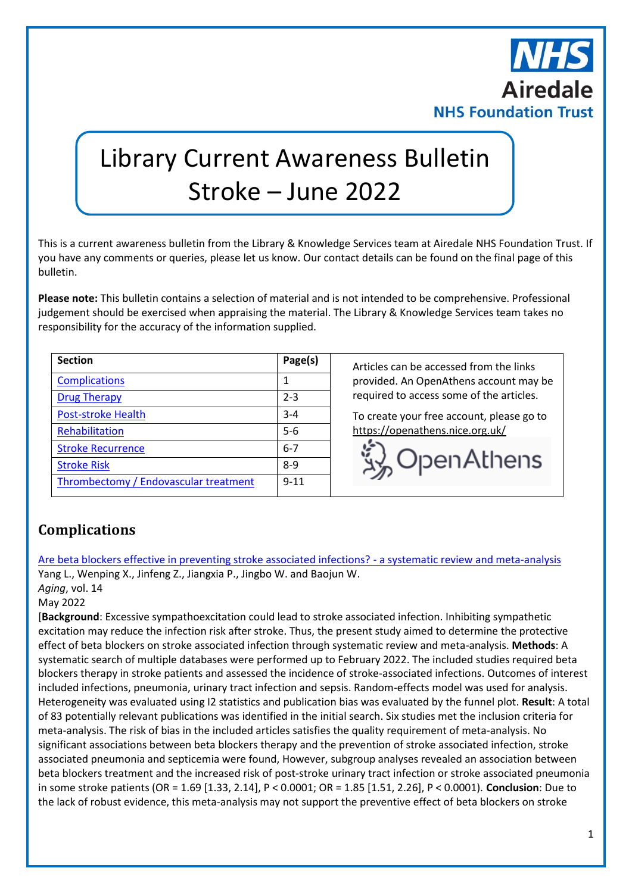NHS
Airedale
NHS Foundation Trust

# Library Current Awareness Bulletin Stroke – June 2022

This is a current awareness bulletin from the Library & Knowledge Services team at Airedale NHS Foundation Trust. If you have any comments or queries, please let us know. Our contact details can be found on the final page of this bulletin.

**Please note:** This bulletin contains a selection of material and is not intended to be comprehensive. Professional judgement should be exercised when appraising the material. The Library & Knowledge Services team takes no responsibility for the accuracy of the information supplied.

| Section | Page(s) |
|---|---|
| Complications | 1 |
| Drug Therapy | 2-3 |
| Post-stroke Health | 3-4 |
| Rehabilitation | 5-6 |
| Stroke Recurrence | 6-7 |
| Stroke Risk | 8-9 |
| Thrombectomy / Endovascular treatment | 9-11 |

Articles can be accessed from the links provided. An OpenAthens account may be required to access some of the articles.

To create your free account, please go to https://openathens.nice.org.uk/

OpenAthens

## Complications

Are beta blockers effective in preventing stroke associated infections? - a systematic review and meta-analysis
Yang L., Wenping X., Jinfeng Z., Jiangxia P., Jingbo W. and Baojun W.
*Aging*, vol. 14
May 2022
[**Background**: Excessive sympathoexcitation could lead to stroke associated infection. Inhibiting sympathetic excitation may reduce the infection risk after stroke. Thus, the present study aimed to determine the protective effect of beta blockers on stroke associated infection through systematic review and meta-analysis. **Methods**: A systematic search of multiple databases were performed up to February 2022. The included studies required beta blockers therapy in stroke patients and assessed the incidence of stroke-associated infections. Outcomes of interest included infections, pneumonia, urinary tract infection and sepsis. Random-effects model was used for analysis. Heterogeneity was evaluated using I2 statistics and publication bias was evaluated by the funnel plot. **Result**: A total of 83 potentially relevant publications was identified in the initial search. Six studies met the inclusion criteria for meta-analysis. The risk of bias in the included articles satisfies the quality requirement of meta-analysis. No significant associations between beta blockers therapy and the prevention of stroke associated infection, stroke associated pneumonia and septicemia were found, However, subgroup analyses revealed an association between beta blockers treatment and the increased risk of post-stroke urinary tract infection or stroke associated pneumonia in some stroke patients (OR = 1.69 [1.33, 2.14], $P < 0.0001$; OR = 1.85 [1.51, 2.26], $P < 0.0001$). **Conclusion**: Due to the lack of robust evidence, this meta-analysis may not support the preventive effect of beta blockers on stroke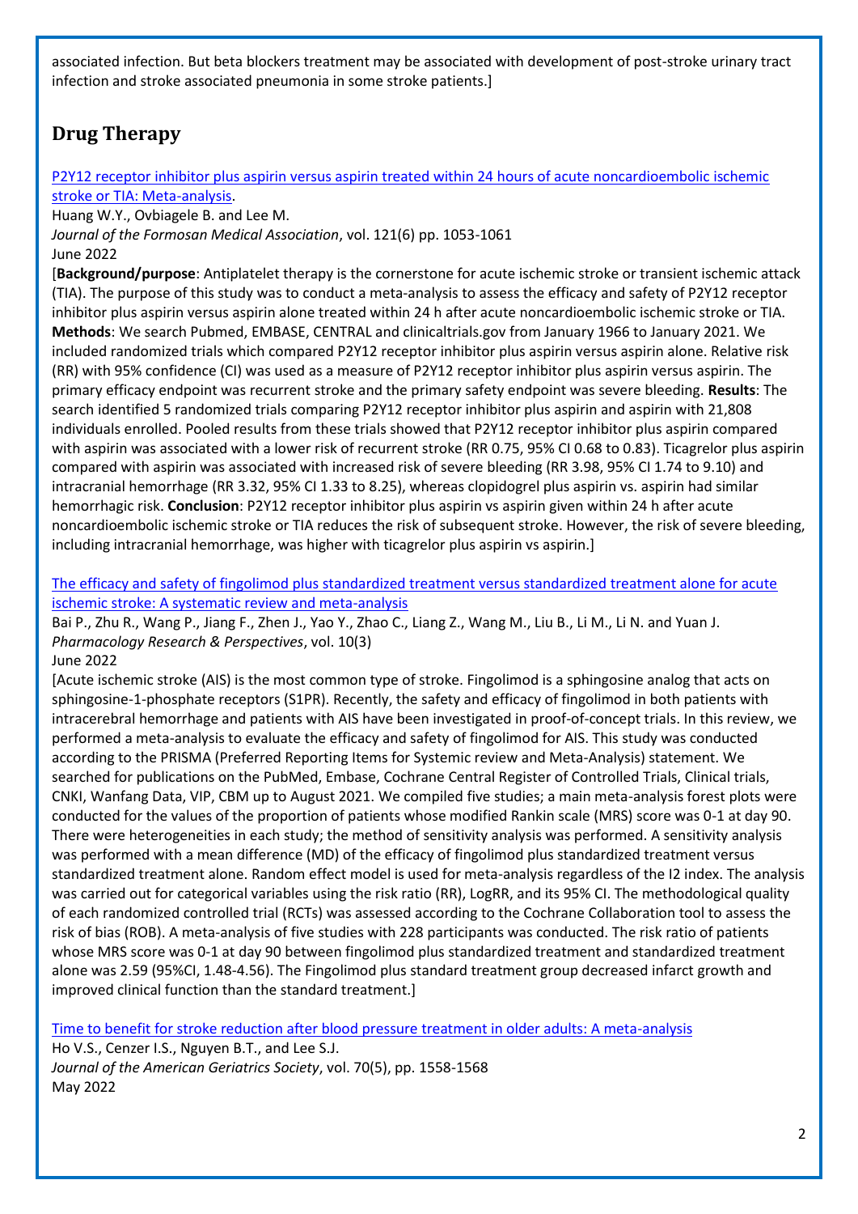associated infection. But beta blockers treatment may be associated with development of post-stroke urinary tract infection and stroke associated pneumonia in some stroke patients.]

## Drug Therapy

[P2Y12 receptor inhibitor plus aspirin versus aspirin treated within 24 hours of acute noncardioembolic ischemic stroke or TIA: Meta-analysis](#).

Huang W.Y., Ovbiagele B. and Lee M.
*Journal of the Formosan Medical Association*, vol. 121(6) pp. 1053-1061
June 2022

[**Background/purpose**: Antiplatelet therapy is the cornerstone for acute ischemic stroke or transient ischemic attack (TIA). The purpose of this study was to conduct a meta-analysis to assess the efficacy and safety of P2Y12 receptor inhibitor plus aspirin versus aspirin alone treated within 24 h after acute noncardioembolic ischemic stroke or TIA. **Methods**: We search Pubmed, EMBASE, CENTRAL and clinicaltrials.gov from January 1966 to January 2021. We included randomized trials which compared P2Y12 receptor inhibitor plus aspirin versus aspirin alone. Relative risk (RR) with 95% confidence (CI) was used as a measure of P2Y12 receptor inhibitor plus aspirin versus aspirin. The primary efficacy endpoint was recurrent stroke and the primary safety endpoint was severe bleeding. **Results**: The search identified 5 randomized trials comparing P2Y12 receptor inhibitor plus aspirin and aspirin with 21,808 individuals enrolled. Pooled results from these trials showed that P2Y12 receptor inhibitor plus aspirin compared with aspirin was associated with a lower risk of recurrent stroke (RR 0.75, 95% CI 0.68 to 0.83). Ticagrelor plus aspirin compared with aspirin was associated with increased risk of severe bleeding (RR 3.98, 95% CI 1.74 to 9.10) and intracranial hemorrhage (RR 3.32, 95% CI 1.33 to 8.25), whereas clopidogrel plus aspirin vs. aspirin had similar hemorrhagic risk. **Conclusion**: P2Y12 receptor inhibitor plus aspirin vs aspirin given within 24 h after acute noncardioembolic ischemic stroke or TIA reduces the risk of subsequent stroke. However, the risk of severe bleeding, including intracranial hemorrhage, was higher with ticagrelor plus aspirin vs aspirin.]

[The efficacy and safety of fingolimod plus standardized treatment versus standardized treatment alone for acute ischemic stroke: A systematic review and meta-analysis](#)

Bai P., Zhu R., Wang P., Jiang F., Zhen J., Yao Y., Zhao C., Liang Z., Wang M., Liu B., Li M., Li N. and Yuan J.
*Pharmacology Research & Perspectives*, vol. 10(3)
June 2022

[Acute ischemic stroke (AIS) is the most common type of stroke. Fingolimod is a sphingosine analog that acts on sphingosine-1-phosphate receptors (S1PR). Recently, the safety and efficacy of fingolimod in both patients with intracerebral hemorrhage and patients with AIS have been investigated in proof-of-concept trials. In this review, we performed a meta-analysis to evaluate the efficacy and safety of fingolimod for AIS. This study was conducted according to the PRISMA (Preferred Reporting Items for Systemic review and Meta-Analysis) statement. We searched for publications on the PubMed, Embase, Cochrane Central Register of Controlled Trials, Clinical trials, CNKI, Wanfang Data, VIP, CBM up to August 2021. We compiled five studies; a main meta-analysis forest plots were conducted for the values of the proportion of patients whose modified Rankin scale (MRS) score was 0-1 at day 90. There were heterogeneities in each study; the method of sensitivity analysis was performed. A sensitivity analysis was performed with a mean difference (MD) of the efficacy of fingolimod plus standardized treatment versus standardized treatment alone. Random effect model is used for meta-analysis regardless of the I2 index. The analysis was carried out for categorical variables using the risk ratio (RR), LogRR, and its 95% CI. The methodological quality of each randomized controlled trial (RCTs) was assessed according to the Cochrane Collaboration tool to assess the risk of bias (ROB). A meta-analysis of five studies with 228 participants was conducted. The risk ratio of patients whose MRS score was 0-1 at day 90 between fingolimod plus standardized treatment and standardized treatment alone was 2.59 (95%CI, 1.48-4.56). The Fingolimod plus standard treatment group decreased infarct growth and improved clinical function than the standard treatment.]

[Time to benefit for stroke reduction after blood pressure treatment in older adults: A meta-analysis](#)

Ho V.S., Cenzer I.S., Nguyen B.T., and Lee S.J.
*Journal of the American Geriatrics Society*, vol. 70(5), pp. 1558-1568
May 2022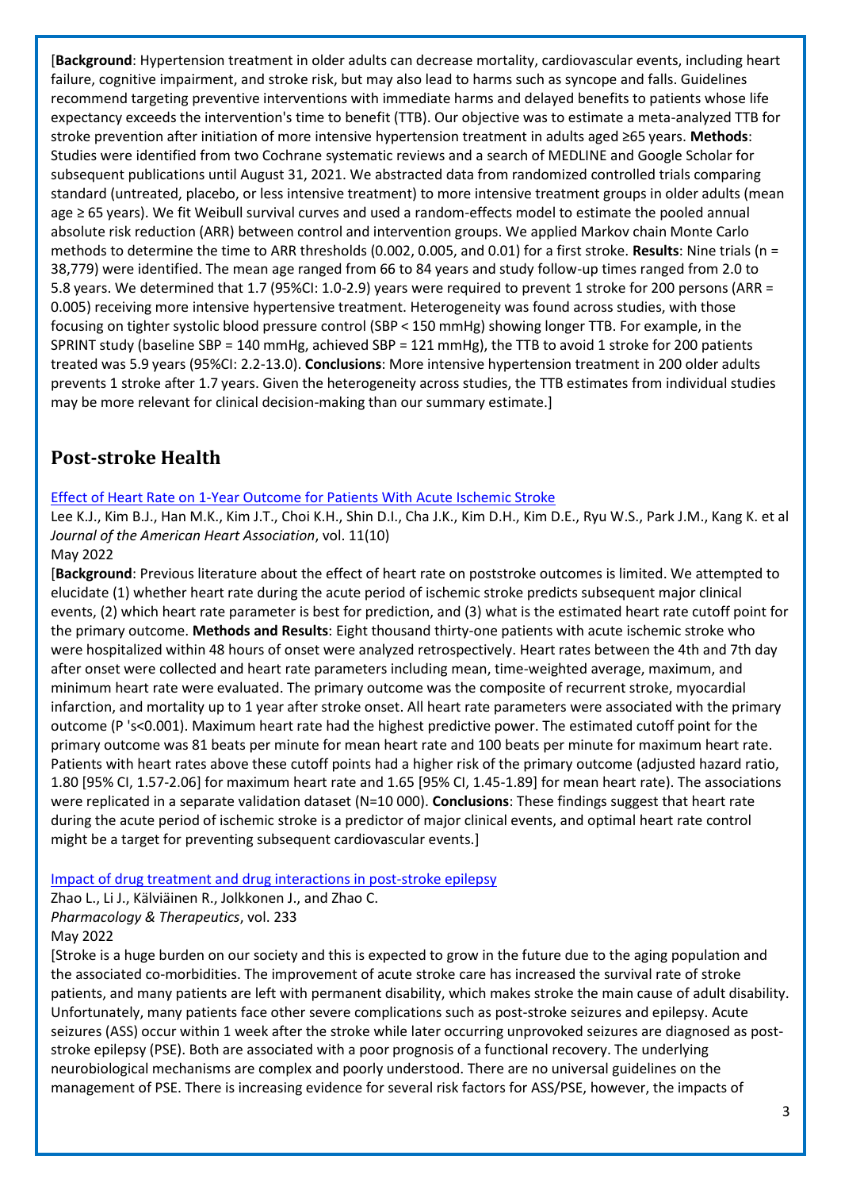[**Background**: Hypertension treatment in older adults can decrease mortality, cardiovascular events, including heart failure, cognitive impairment, and stroke risk, but may also lead to harms such as syncope and falls. Guidelines recommend targeting preventive interventions with immediate harms and delayed benefits to patients whose life expectancy exceeds the intervention's time to benefit (TTB). Our objective was to estimate a meta-analyzed TTB for stroke prevention after initiation of more intensive hypertension treatment in adults aged ≥65 years. **Methods**: Studies were identified from two Cochrane systematic reviews and a search of MEDLINE and Google Scholar for subsequent publications until August 31, 2021. We abstracted data from randomized controlled trials comparing standard (untreated, placebo, or less intensive treatment) to more intensive treatment groups in older adults (mean age ≥ 65 years). We fit Weibull survival curves and used a random-effects model to estimate the pooled annual absolute risk reduction (ARR) between control and intervention groups. We applied Markov chain Monte Carlo methods to determine the time to ARR thresholds (0.002, 0.005, and 0.01) for a first stroke. **Results**: Nine trials (n = 38,779) were identified. The mean age ranged from 66 to 84 years and study follow-up times ranged from 2.0 to 5.8 years. We determined that 1.7 (95%CI: 1.0-2.9) years were required to prevent 1 stroke for 200 persons (ARR = 0.005) receiving more intensive hypertensive treatment. Heterogeneity was found across studies, with those focusing on tighter systolic blood pressure control (SBP < 150 mmHg) showing longer TTB. For example, in the SPRINT study (baseline SBP = 140 mmHg, achieved SBP = 121 mmHg), the TTB to avoid 1 stroke for 200 patients treated was 5.9 years (95%CI: 2.2-13.0). **Conclusions**: More intensive hypertension treatment in 200 older adults prevents 1 stroke after 1.7 years. Given the heterogeneity across studies, the TTB estimates from individual studies may be more relevant for clinical decision-making than our summary estimate.]

## Post-stroke Health

Effect of Heart Rate on 1-Year Outcome for Patients With Acute Ischemic Stroke

Lee K.J., Kim B.J., Han M.K., Kim J.T., Choi K.H., Shin D.I., Cha J.K., Kim D.H., Kim D.E., Ryu W.S., Park J.M., Kang K. et al
*Journal of the American Heart Association*, vol. 11(10)
May 2022

[**Background**: Previous literature about the effect of heart rate on poststroke outcomes is limited. We attempted to elucidate (1) whether heart rate during the acute period of ischemic stroke predicts subsequent major clinical events, (2) which heart rate parameter is best for prediction, and (3) what is the estimated heart rate cutoff point for the primary outcome. **Methods and Results**: Eight thousand thirty-one patients with acute ischemic stroke who were hospitalized within 48 hours of onset were analyzed retrospectively. Heart rates between the 4th and 7th day after onset were collected and heart rate parameters including mean, time-weighted average, maximum, and minimum heart rate were evaluated. The primary outcome was the composite of recurrent stroke, myocardial infarction, and mortality up to 1 year after stroke onset. All heart rate parameters were associated with the primary outcome (P 's<0.001). Maximum heart rate had the highest predictive power. The estimated cutoff point for the primary outcome was 81 beats per minute for mean heart rate and 100 beats per minute for maximum heart rate. Patients with heart rates above these cutoff points had a higher risk of the primary outcome (adjusted hazard ratio, 1.80 [95% CI, 1.57-2.06] for maximum heart rate and 1.65 [95% CI, 1.45-1.89] for mean heart rate). The associations were replicated in a separate validation dataset (N=10 000). **Conclusions**: These findings suggest that heart rate during the acute period of ischemic stroke is a predictor of major clinical events, and optimal heart rate control might be a target for preventing subsequent cardiovascular events.]

Impact of drug treatment and drug interactions in post-stroke epilepsy

Zhao L., Li J., Kälviäinen R., Jolkkonen J., and Zhao C.
*Pharmacology & Therapeutics*, vol. 233
May 2022

[Stroke is a huge burden on our society and this is expected to grow in the future due to the aging population and the associated co-morbidities. The improvement of acute stroke care has increased the survival rate of stroke patients, and many patients are left with permanent disability, which makes stroke the main cause of adult disability. Unfortunately, many patients face other severe complications such as post-stroke seizures and epilepsy. Acute seizures (ASS) occur within 1 week after the stroke while later occurring unprovoked seizures are diagnosed as post-stroke epilepsy (PSE). Both are associated with a poor prognosis of a functional recovery. The underlying neurobiological mechanisms are complex and poorly understood. There are no universal guidelines on the management of PSE. There is increasing evidence for several risk factors for ASS/PSE, however, the impacts of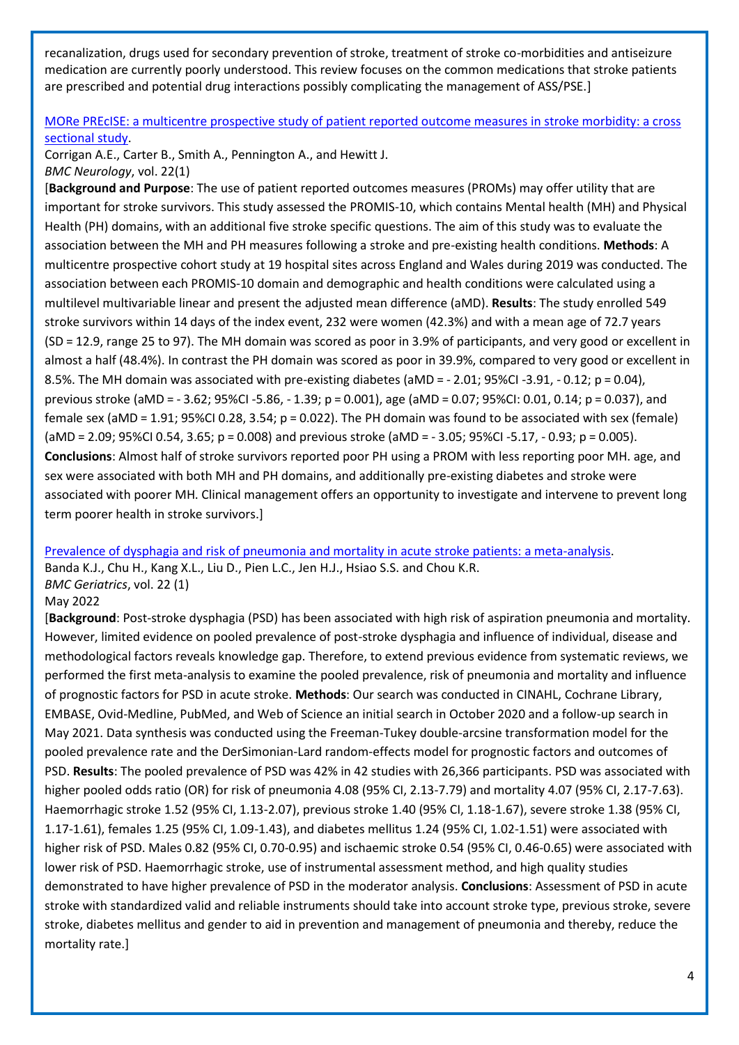recanalization, drugs used for secondary prevention of stroke, treatment of stroke co-morbidities and antiseizure medication are currently poorly understood. This review focuses on the common medications that stroke patients are prescribed and potential drug interactions possibly complicating the management of ASS/PSE.]

[MORe PREcISE: a multicentre prospective study of patient reported outcome measures in stroke morbidity: a cross sectional study](#).
Corrigan A.E., Carter B., Smith A., Pennington A., and Hewitt J.
*BMC Neurology*, vol. 22(1)
[**Background and Purpose**: The use of patient reported outcomes measures (PROMs) may offer utility that are important for stroke survivors. This study assessed the PROMIS-10, which contains Mental health (MH) and Physical Health (PH) domains, with an additional five stroke specific questions. The aim of this study was to evaluate the association between the MH and PH measures following a stroke and pre-existing health conditions. **Methods**: A multicentre prospective cohort study at 19 hospital sites across England and Wales during 2019 was conducted. The association between each PROMIS-10 domain and demographic and health conditions were calculated using a multilevel multivariable linear and present the adjusted mean difference (aMD). **Results**: The study enrolled 549 stroke survivors within 14 days of the index event, 232 were women (42.3%) and with a mean age of 72.7 years (SD = 12.9, range 25 to 97). The MH domain was scored as poor in 3.9% of participants, and very good or excellent in almost a half (48.4%). In contrast the PH domain was scored as poor in 39.9%, compared to very good or excellent in 8.5%. The MH domain was associated with pre-existing diabetes (aMD = - 2.01; 95%CI -3.91, - 0.12; p = 0.04), previous stroke (aMD = - 3.62; 95%CI -5.86, - 1.39; p = 0.001), age (aMD = 0.07; 95%CI: 0.01, 0.14; p = 0.037), and female sex (aMD = 1.91; 95%CI 0.28, 3.54; p = 0.022). The PH domain was found to be associated with sex (female) (aMD = 2.09; 95%CI 0.54, 3.65; p = 0.008) and previous stroke (aMD = - 3.05; 95%CI -5.17, - 0.93; p = 0.005). **Conclusions**: Almost half of stroke survivors reported poor PH using a PROM with less reporting poor MH. age, and sex were associated with both MH and PH domains, and additionally pre-existing diabetes and stroke were associated with poorer MH. Clinical management offers an opportunity to investigate and intervene to prevent long term poorer health in stroke survivors.]

[Prevalence of dysphagia and risk of pneumonia and mortality in acute stroke patients: a meta-analysis](#).
Banda K.J., Chu H., Kang X.L., Liu D., Pien L.C., Jen H.J., Hsiao S.S. and Chou K.R.
*BMC Geriatrics*, vol. 22 (1)
May 2022
[**Background**: Post-stroke dysphagia (PSD) has been associated with high risk of aspiration pneumonia and mortality. However, limited evidence on pooled prevalence of post-stroke dysphagia and influence of individual, disease and methodological factors reveals knowledge gap. Therefore, to extend previous evidence from systematic reviews, we performed the first meta-analysis to examine the pooled prevalence, risk of pneumonia and mortality and influence of prognostic factors for PSD in acute stroke. **Methods**: Our search was conducted in CINAHL, Cochrane Library, EMBASE, Ovid-Medline, PubMed, and Web of Science an initial search in October 2020 and a follow-up search in May 2021. Data synthesis was conducted using the Freeman-Tukey double-arcsine transformation model for the pooled prevalence rate and the DerSimonian-Lard random-effects model for prognostic factors and outcomes of PSD. **Results**: The pooled prevalence of PSD was 42% in 42 studies with 26,366 participants. PSD was associated with higher pooled odds ratio (OR) for risk of pneumonia 4.08 (95% CI, 2.13-7.79) and mortality 4.07 (95% CI, 2.17-7.63). Haemorrhagic stroke 1.52 (95% CI, 1.13-2.07), previous stroke 1.40 (95% CI, 1.18-1.67), severe stroke 1.38 (95% CI, 1.17-1.61), females 1.25 (95% CI, 1.09-1.43), and diabetes mellitus 1.24 (95% CI, 1.02-1.51) were associated with higher risk of PSD. Males 0.82 (95% CI, 0.70-0.95) and ischaemic stroke 0.54 (95% CI, 0.46-0.65) were associated with lower risk of PSD. Haemorrhagic stroke, use of instrumental assessment method, and high quality studies demonstrated to have higher prevalence of PSD in the moderator analysis. **Conclusions**: Assessment of PSD in acute stroke with standardized valid and reliable instruments should take into account stroke type, previous stroke, severe stroke, diabetes mellitus and gender to aid in prevention and management of pneumonia and thereby, reduce the mortality rate.]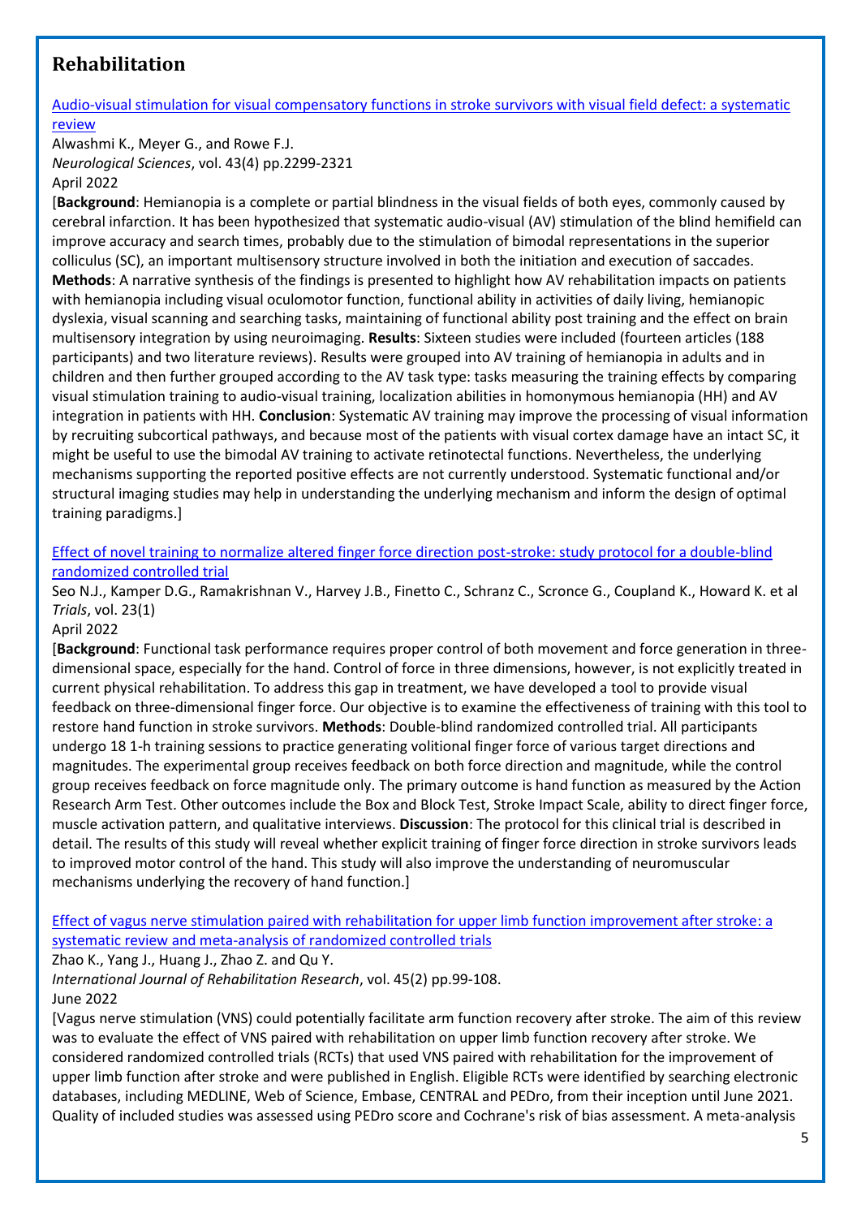## Rehabilitation

Audio-visual stimulation for visual compensatory functions in stroke survivors with visual field defect: a systematic review

Alwashmi K., Meyer G., and Rowe F.J.

*Neurological Sciences*, vol. 43(4) pp.2299-2321

April 2022

[**Background**: Hemianopia is a complete or partial blindness in the visual fields of both eyes, commonly caused by cerebral infarction. It has been hypothesized that systematic audio-visual (AV) stimulation of the blind hemifield can improve accuracy and search times, probably due to the stimulation of bimodal representations in the superior colliculus (SC), an important multisensory structure involved in both the initiation and execution of saccades. **Methods**: A narrative synthesis of the findings is presented to highlight how AV rehabilitation impacts on patients with hemianopia including visual oculomotor function, functional ability in activities of daily living, hemianopic dyslexia, visual scanning and searching tasks, maintaining of functional ability post training and the effect on brain multisensory integration by using neuroimaging. **Results**: Sixteen studies were included (fourteen articles (188 participants) and two literature reviews). Results were grouped into AV training of hemianopia in adults and in children and then further grouped according to the AV task type: tasks measuring the training effects by comparing visual stimulation training to audio-visual training, localization abilities in homonymous hemianopia (HH) and AV integration in patients with HH. **Conclusion**: Systematic AV training may improve the processing of visual information by recruiting subcortical pathways, and because most of the patients with visual cortex damage have an intact SC, it might be useful to use the bimodal AV training to activate retinotectal functions. Nevertheless, the underlying mechanisms supporting the reported positive effects are not currently understood. Systematic functional and/or structural imaging studies may help in understanding the underlying mechanism and inform the design of optimal training paradigms.]

Effect of novel training to normalize altered finger force direction post-stroke: study protocol for a double-blind randomized controlled trial

Seo N.J., Kamper D.G., Ramakrishnan V., Harvey J.B., Finetto C., Schranz C., Scronce G., Coupland K., Howard K. et al

*Trials*, vol. 23(1)

April 2022

[**Background**: Functional task performance requires proper control of both movement and force generation in three-dimensional space, especially for the hand. Control of force in three dimensions, however, is not explicitly treated in current physical rehabilitation. To address this gap in treatment, we have developed a tool to provide visual feedback on three-dimensional finger force. Our objective is to examine the effectiveness of training with this tool to restore hand function in stroke survivors. **Methods**: Double-blind randomized controlled trial. All participants undergo 18 1-h training sessions to practice generating volitional finger force of various target directions and magnitudes. The experimental group receives feedback on both force direction and magnitude, while the control group receives feedback on force magnitude only. The primary outcome is hand function as measured by the Action Research Arm Test. Other outcomes include the Box and Block Test, Stroke Impact Scale, ability to direct finger force, muscle activation pattern, and qualitative interviews. **Discussion**: The protocol for this clinical trial is described in detail. The results of this study will reveal whether explicit training of finger force direction in stroke survivors leads to improved motor control of the hand. This study will also improve the understanding of neuromuscular mechanisms underlying the recovery of hand function.]

Effect of vagus nerve stimulation paired with rehabilitation for upper limb function improvement after stroke: a systematic review and meta-analysis of randomized controlled trials

Zhao K., Yang J., Huang J., Zhao Z. and Qu Y.

*International Journal of Rehabilitation Research*, vol. 45(2) pp.99-108.

June 2022

[Vagus nerve stimulation (VNS) could potentially facilitate arm function recovery after stroke. The aim of this review was to evaluate the effect of VNS paired with rehabilitation on upper limb function recovery after stroke. We considered randomized controlled trials (RCTs) that used VNS paired with rehabilitation for the improvement of upper limb function after stroke and were published in English. Eligible RCTs were identified by searching electronic databases, including MEDLINE, Web of Science, Embase, CENTRAL and PEDro, from their inception until June 2021. Quality of included studies was assessed using PEDro score and Cochrane's risk of bias assessment. A meta-analysis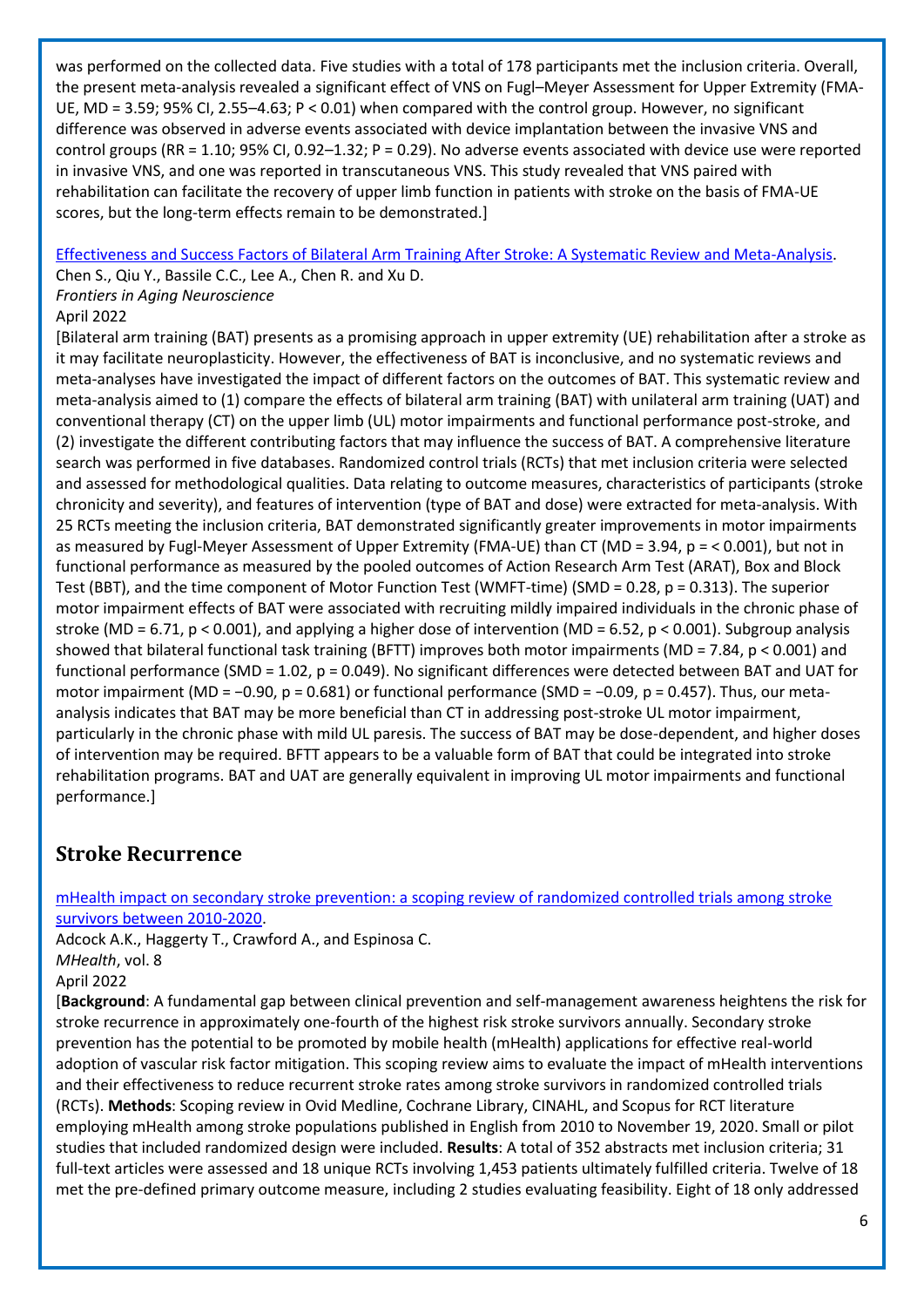was performed on the collected data. Five studies with a total of 178 participants met the inclusion criteria. Overall, the present meta-analysis revealed a significant effect of VNS on Fugl–Meyer Assessment for Upper Extremity (FMA-UE, MD = 3.59; 95% CI, 2.55–4.63; $P < 0.01$) when compared with the control group. However, no significant difference was observed in adverse events associated with device implantation between the invasive VNS and control groups (RR = 1.10; 95% CI, 0.92–1.32; $P = 0.29$). No adverse events associated with device use were reported in invasive VNS, and one was reported in transcutaneous VNS. This study revealed that VNS paired with rehabilitation can facilitate the recovery of upper limb function in patients with stroke on the basis of FMA-UE scores, but the long-term effects remain to be demonstrated.]

[Effectiveness and Success Factors of Bilateral Arm Training After Stroke: A Systematic Review and Meta-Analysis](#).
Chen S., Qiu Y., Bassile C.C., Lee A., Chen R. and Xu D.
*Frontiers in Aging Neuroscience*
April 2022
[Bilateral arm training (BAT) presents as a promising approach in upper extremity (UE) rehabilitation after a stroke as it may facilitate neuroplasticity. However, the effectiveness of BAT is inconclusive, and no systematic reviews and meta-analyses have investigated the impact of different factors on the outcomes of BAT. This systematic review and meta-analysis aimed to (1) compare the effects of bilateral arm training (BAT) with unilateral arm training (UAT) and conventional therapy (CT) on the upper limb (UL) motor impairments and functional performance post-stroke, and (2) investigate the different contributing factors that may influence the success of BAT. A comprehensive literature search was performed in five databases. Randomized control trials (RCTs) that met inclusion criteria were selected and assessed for methodological qualities. Data relating to outcome measures, characteristics of participants (stroke chronicity and severity), and features of intervention (type of BAT and dose) were extracted for meta-analysis. With 25 RCTs meeting the inclusion criteria, BAT demonstrated significantly greater improvements in motor impairments as measured by Fugl-Meyer Assessment of Upper Extremity (FMA-UE) than CT (MD = 3.94, $p = < 0.001$), but not in functional performance as measured by the pooled outcomes of Action Research Arm Test (ARAT), Box and Block Test (BBT), and the time component of Motor Function Test (WMFT-time) (SMD = 0.28, $p = 0.313$). The superior motor impairment effects of BAT were associated with recruiting mildly impaired individuals in the chronic phase of stroke (MD = 6.71, $p < 0.001$), and applying a higher dose of intervention (MD = 6.52, $p < 0.001$). Subgroup analysis showed that bilateral functional task training (BFTT) improves both motor impairments (MD = 7.84, $p < 0.001$) and functional performance (SMD = 1.02, $p = 0.049$). No significant differences were detected between BAT and UAT for motor impairment (MD = −0.90, $p = 0.681$) or functional performance (SMD = −0.09, $p = 0.457$). Thus, our meta-analysis indicates that BAT may be more beneficial than CT in addressing post-stroke UL motor impairment, particularly in the chronic phase with mild UL paresis. The success of BAT may be dose-dependent, and higher doses of intervention may be required. BFTT appears to be a valuable form of BAT that could be integrated into stroke rehabilitation programs. BAT and UAT are generally equivalent in improving UL motor impairments and functional performance.]

## Stroke Recurrence

[mHealth impact on secondary stroke prevention: a scoping review of randomized controlled trials among stroke survivors between 2010-2020](#).
Adcock A.K., Haggerty T., Crawford A., and Espinosa C.
*MHealth*, vol. 8
April 2022
[**Background**: A fundamental gap between clinical prevention and self-management awareness heightens the risk for stroke recurrence in approximately one-fourth of the highest risk stroke survivors annually. Secondary stroke prevention has the potential to be promoted by mobile health (mHealth) applications for effective real-world adoption of vascular risk factor mitigation. This scoping review aims to evaluate the impact of mHealth interventions and their effectiveness to reduce recurrent stroke rates among stroke survivors in randomized controlled trials (RCTs). **Methods**: Scoping review in Ovid Medline, Cochrane Library, CINAHL, and Scopus for RCT literature employing mHealth among stroke populations published in English from 2010 to November 19, 2020. Small or pilot studies that included randomized design were included. **Results**: A total of 352 abstracts met inclusion criteria; 31 full-text articles were assessed and 18 unique RCTs involving 1,453 patients ultimately fulfilled criteria. Twelve of 18 met the pre-defined primary outcome measure, including 2 studies evaluating feasibility. Eight of 18 only addressed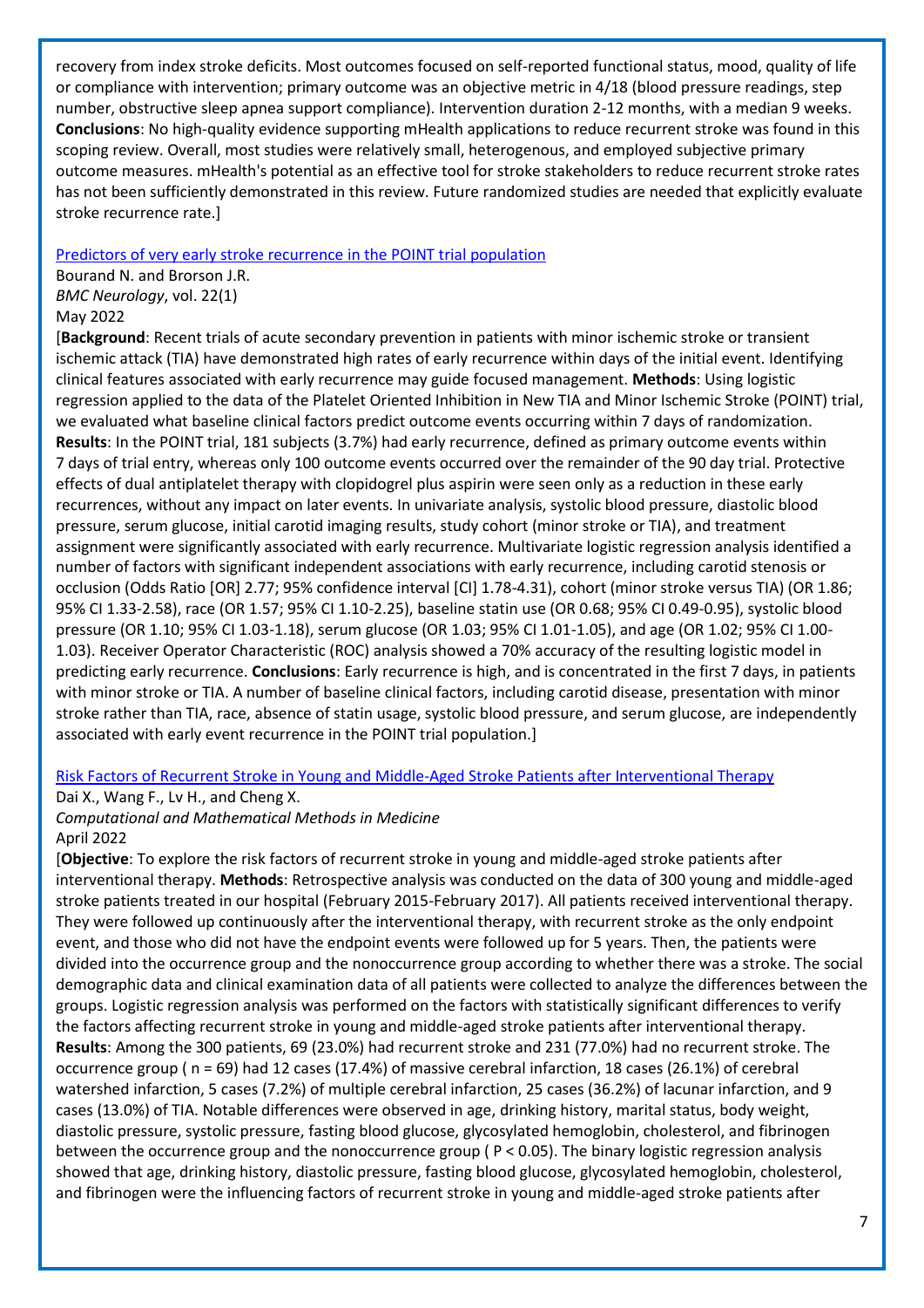recovery from index stroke deficits. Most outcomes focused on self-reported functional status, mood, quality of life or compliance with intervention; primary outcome was an objective metric in 4/18 (blood pressure readings, step number, obstructive sleep apnea support compliance). Intervention duration 2-12 months, with a median 9 weeks. **Conclusions**: No high-quality evidence supporting mHealth applications to reduce recurrent stroke was found in this scoping review. Overall, most studies were relatively small, heterogenous, and employed subjective primary outcome measures. mHealth's potential as an effective tool for stroke stakeholders to reduce recurrent stroke rates has not been sufficiently demonstrated in this review. Future randomized studies are needed that explicitly evaluate stroke recurrence rate.]

Predictors of very early stroke recurrence in the POINT trial population

Bourand N. and Brorson J.R.
*BMC Neurology*, vol. 22(1)
May 2022

[**Background**: Recent trials of acute secondary prevention in patients with minor ischemic stroke or transient ischemic attack (TIA) have demonstrated high rates of early recurrence within days of the initial event. Identifying clinical features associated with early recurrence may guide focused management. **Methods**: Using logistic regression applied to the data of the Platelet Oriented Inhibition in New TIA and Minor Ischemic Stroke (POINT) trial, we evaluated what baseline clinical factors predict outcome events occurring within 7 days of randomization. **Results**: In the POINT trial, 181 subjects (3.7%) had early recurrence, defined as primary outcome events within 7 days of trial entry, whereas only 100 outcome events occurred over the remainder of the 90 day trial. Protective effects of dual antiplatelet therapy with clopidogrel plus aspirin were seen only as a reduction in these early recurrences, without any impact on later events. In univariate analysis, systolic blood pressure, diastolic blood pressure, serum glucose, initial carotid imaging results, study cohort (minor stroke or TIA), and treatment assignment were significantly associated with early recurrence. Multivariate logistic regression analysis identified a number of factors with significant independent associations with early recurrence, including carotid stenosis or occlusion (Odds Ratio [OR] 2.77; 95% confidence interval [CI] 1.78-4.31), cohort (minor stroke versus TIA) (OR 1.86; 95% CI 1.33-2.58), race (OR 1.57; 95% CI 1.10-2.25), baseline statin use (OR 0.68; 95% CI 0.49-0.95), systolic blood pressure (OR 1.10; 95% CI 1.03-1.18), serum glucose (OR 1.03; 95% CI 1.01-1.05), and age (OR 1.02; 95% CI 1.00-1.03). Receiver Operator Characteristic (ROC) analysis showed a 70% accuracy of the resulting logistic model in predicting early recurrence. **Conclusions**: Early recurrence is high, and is concentrated in the first 7 days, in patients with minor stroke or TIA. A number of baseline clinical factors, including carotid disease, presentation with minor stroke rather than TIA, race, absence of statin usage, systolic blood pressure, and serum glucose, are independently associated with early event recurrence in the POINT trial population.]

Risk Factors of Recurrent Stroke in Young and Middle-Aged Stroke Patients after Interventional Therapy

Dai X., Wang F., Lv H., and Cheng X.
*Computational and Mathematical Methods in Medicine*
April 2022

[**Objective**: To explore the risk factors of recurrent stroke in young and middle-aged stroke patients after interventional therapy. **Methods**: Retrospective analysis was conducted on the data of 300 young and middle-aged stroke patients treated in our hospital (February 2015-February 2017). All patients received interventional therapy. They were followed up continuously after the interventional therapy, with recurrent stroke as the only endpoint event, and those who did not have the endpoint events were followed up for 5 years. Then, the patients were divided into the occurrence group and the nonoccurrence group according to whether there was a stroke. The social demographic data and clinical examination data of all patients were collected to analyze the differences between the groups. Logistic regression analysis was performed on the factors with statistically significant differences to verify the factors affecting recurrent stroke in young and middle-aged stroke patients after interventional therapy. **Results**: Among the 300 patients, 69 (23.0%) had recurrent stroke and 231 (77.0%) had no recurrent stroke. The occurrence group ( $n = 69$) had 12 cases (17.4%) of massive cerebral infarction, 18 cases (26.1%) of cerebral watershed infarction, 5 cases (7.2%) of multiple cerebral infarction, 25 cases (36.2%) of lacunar infarction, and 9 cases (13.0%) of TIA. Notable differences were observed in age, drinking history, marital status, body weight, diastolic pressure, systolic pressure, fasting blood glucose, glycosylated hemoglobin, cholesterol, and fibrinogen between the occurrence group and the nonoccurrence group ( $P < 0.05$). The binary logistic regression analysis showed that age, drinking history, diastolic pressure, fasting blood glucose, glycosylated hemoglobin, cholesterol, and fibrinogen were the influencing factors of recurrent stroke in young and middle-aged stroke patients after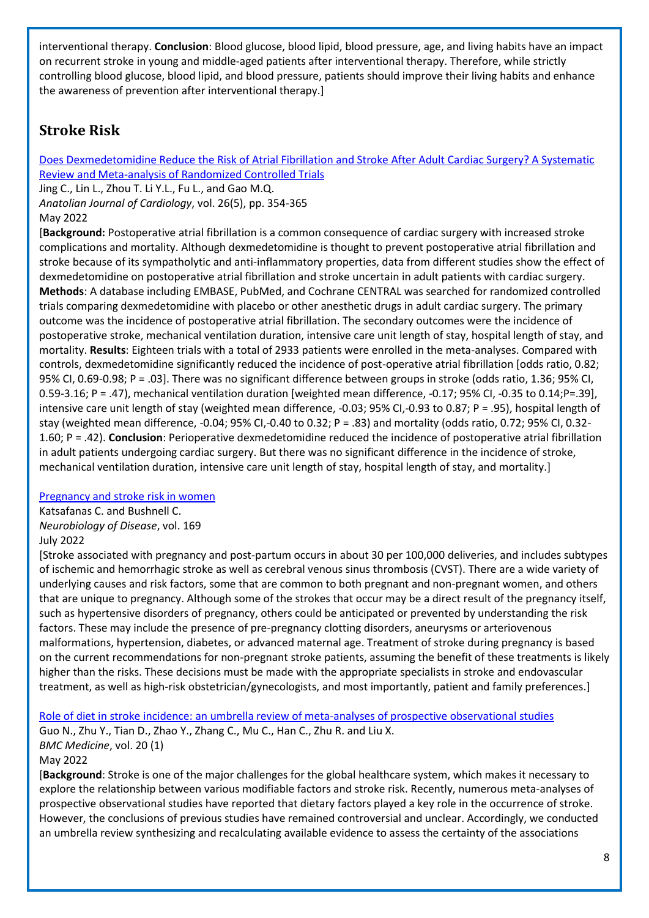interventional therapy. **Conclusion**: Blood glucose, blood lipid, blood pressure, age, and living habits have an impact on recurrent stroke in young and middle-aged patients after interventional therapy. Therefore, while strictly controlling blood glucose, blood lipid, and blood pressure, patients should improve their living habits and enhance the awareness of prevention after interventional therapy.]

## Stroke Risk

Does Dexmedetomidine Reduce the Risk of Atrial Fibrillation and Stroke After Adult Cardiac Surgery? A Systematic Review and Meta-analysis of Randomized Controlled Trials
Jing C., Lin L., Zhou T. Li Y.L., Fu L., and Gao M.Q.
*Anatolian Journal of Cardiology*, vol. 26(5), pp. 354-365
May 2022

[**Background:** Postoperative atrial fibrillation is a common consequence of cardiac surgery with increased stroke complications and mortality. Although dexmedetomidine is thought to prevent postoperative atrial fibrillation and stroke because of its sympatholytic and anti-inflammatory properties, data from different studies show the effect of dexmedetomidine on postoperative atrial fibrillation and stroke uncertain in adult patients with cardiac surgery. **Methods**: A database including EMBASE, PubMed, and Cochrane CENTRAL was searched for randomized controlled trials comparing dexmedetomidine with placebo or other anesthetic drugs in adult cardiac surgery. The primary outcome was the incidence of postoperative atrial fibrillation. The secondary outcomes were the incidence of postoperative stroke, mechanical ventilation duration, intensive care unit length of stay, hospital length of stay, and mortality. **Results**: Eighteen trials with a total of 2933 patients were enrolled in the meta-analyses. Compared with controls, dexmedetomidine significantly reduced the incidence of post-operative atrial fibrillation [odds ratio, 0.82; 95% CI, 0.69-0.98; P = .03]. There was no significant difference between groups in stroke (odds ratio, 1.36; 95% CI, 0.59-3.16; P = .47), mechanical ventilation duration [weighted mean difference, -0.17; 95% CI, -0.35 to 0.14;P=.39], intensive care unit length of stay (weighted mean difference, -0.03; 95% CI,-0.93 to 0.87; P = .95), hospital length of stay (weighted mean difference, -0.04; 95% CI,-0.40 to 0.32; P = .83) and mortality (odds ratio, 0.72; 95% CI, 0.32-1.60; P = .42). **Conclusion**: Perioperative dexmedetomidine reduced the incidence of postoperative atrial fibrillation in adult patients undergoing cardiac surgery. But there was no significant difference in the incidence of stroke, mechanical ventilation duration, intensive care unit length of stay, hospital length of stay, and mortality.]

Pregnancy and stroke risk in women
Katsafanas C. and Bushnell C.
*Neurobiology of Disease*, vol. 169
July 2022

[Stroke associated with pregnancy and post-partum occurs in about 30 per 100,000 deliveries, and includes subtypes of ischemic and hemorrhagic stroke as well as cerebral venous sinus thrombosis (CVST). There are a wide variety of underlying causes and risk factors, some that are common to both pregnant and non-pregnant women, and others that are unique to pregnancy. Although some of the strokes that occur may be a direct result of the pregnancy itself, such as hypertensive disorders of pregnancy, others could be anticipated or prevented by understanding the risk factors. These may include the presence of pre-pregnancy clotting disorders, aneurysms or arteriovenous malformations, hypertension, diabetes, or advanced maternal age. Treatment of stroke during pregnancy is based on the current recommendations for non-pregnant stroke patients, assuming the benefit of these treatments is likely higher than the risks. These decisions must be made with the appropriate specialists in stroke and endovascular treatment, as well as high-risk obstetrician/gynecologists, and most importantly, patient and family preferences.]

Role of diet in stroke incidence: an umbrella review of meta-analyses of prospective observational studies
Guo N., Zhu Y., Tian D., Zhao Y., Zhang C., Mu C., Han C., Zhu R. and Liu X.
*BMC Medicine*, vol. 20 (1)
May 2022

[**Background**: Stroke is one of the major challenges for the global healthcare system, which makes it necessary to explore the relationship between various modifiable factors and stroke risk. Recently, numerous meta-analyses of prospective observational studies have reported that dietary factors played a key role in the occurrence of stroke. However, the conclusions of previous studies have remained controversial and unclear. Accordingly, we conducted an umbrella review synthesizing and recalculating available evidence to assess the certainty of the associations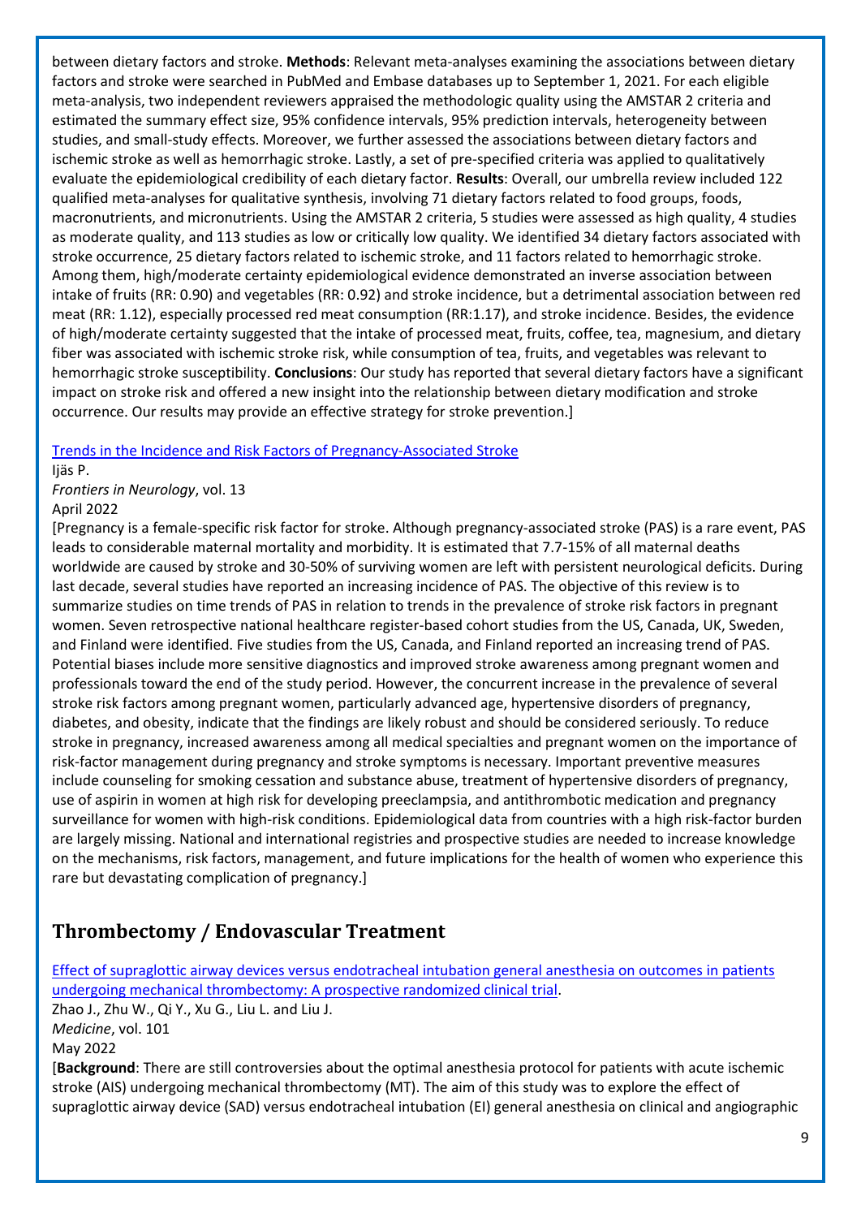between dietary factors and stroke. **Methods**: Relevant meta-analyses examining the associations between dietary factors and stroke were searched in PubMed and Embase databases up to September 1, 2021. For each eligible meta-analysis, two independent reviewers appraised the methodologic quality using the AMSTAR 2 criteria and estimated the summary effect size, 95% confidence intervals, 95% prediction intervals, heterogeneity between studies, and small-study effects. Moreover, we further assessed the associations between dietary factors and ischemic stroke as well as hemorrhagic stroke. Lastly, a set of pre-specified criteria was applied to qualitatively evaluate the epidemiological credibility of each dietary factor. **Results**: Overall, our umbrella review included 122 qualified meta-analyses for qualitative synthesis, involving 71 dietary factors related to food groups, foods, macronutrients, and micronutrients. Using the AMSTAR 2 criteria, 5 studies were assessed as high quality, 4 studies as moderate quality, and 113 studies as low or critically low quality. We identified 34 dietary factors associated with stroke occurrence, 25 dietary factors related to ischemic stroke, and 11 factors related to hemorrhagic stroke. Among them, high/moderate certainty epidemiological evidence demonstrated an inverse association between intake of fruits (RR: 0.90) and vegetables (RR: 0.92) and stroke incidence, but a detrimental association between red meat (RR: 1.12), especially processed red meat consumption (RR:1.17), and stroke incidence. Besides, the evidence of high/moderate certainty suggested that the intake of processed meat, fruits, coffee, tea, magnesium, and dietary fiber was associated with ischemic stroke risk, while consumption of tea, fruits, and vegetables was relevant to hemorrhagic stroke susceptibility. **Conclusions**: Our study has reported that several dietary factors have a significant impact on stroke risk and offered a new insight into the relationship between dietary modification and stroke occurrence. Our results may provide an effective strategy for stroke prevention.]

[Trends in the Incidence and Risk Factors of Pregnancy-Associated Stroke]

Ijäs P.

*Frontiers in Neurology*, vol. 13

April 2022

[Pregnancy is a female-specific risk factor for stroke. Although pregnancy-associated stroke (PAS) is a rare event, PAS leads to considerable maternal mortality and morbidity. It is estimated that 7.7-15% of all maternal deaths worldwide are caused by stroke and 30-50% of surviving women are left with persistent neurological deficits. During last decade, several studies have reported an increasing incidence of PAS. The objective of this review is to summarize studies on time trends of PAS in relation to trends in the prevalence of stroke risk factors in pregnant women. Seven retrospective national healthcare register-based cohort studies from the US, Canada, UK, Sweden, and Finland were identified. Five studies from the US, Canada, and Finland reported an increasing trend of PAS. Potential biases include more sensitive diagnostics and improved stroke awareness among pregnant women and professionals toward the end of the study period. However, the concurrent increase in the prevalence of several stroke risk factors among pregnant women, particularly advanced age, hypertensive disorders of pregnancy, diabetes, and obesity, indicate that the findings are likely robust and should be considered seriously. To reduce stroke in pregnancy, increased awareness among all medical specialties and pregnant women on the importance of risk-factor management during pregnancy and stroke symptoms is necessary. Important preventive measures include counseling for smoking cessation and substance abuse, treatment of hypertensive disorders of pregnancy, use of aspirin in women at high risk for developing preeclampsia, and antithrombotic medication and pregnancy surveillance for women with high-risk conditions. Epidemiological data from countries with a high risk-factor burden are largely missing. National and international registries and prospective studies are needed to increase knowledge on the mechanisms, risk factors, management, and future implications for the health of women who experience this rare but devastating complication of pregnancy.]

## Thrombectomy / Endovascular Treatment

[Effect of supraglottic airway devices versus endotracheal intubation general anesthesia on outcomes in patients undergoing mechanical thrombectomy: A prospective randomized clinical trial].

Zhao J., Zhu W., Qi Y., Xu G., Liu L. and Liu J.

*Medicine*, vol. 101

May 2022

[**Background**: There are still controversies about the optimal anesthesia protocol for patients with acute ischemic stroke (AIS) undergoing mechanical thrombectomy (MT). The aim of this study was to explore the effect of supraglottic airway device (SAD) versus endotracheal intubation (EI) general anesthesia on clinical and angiographic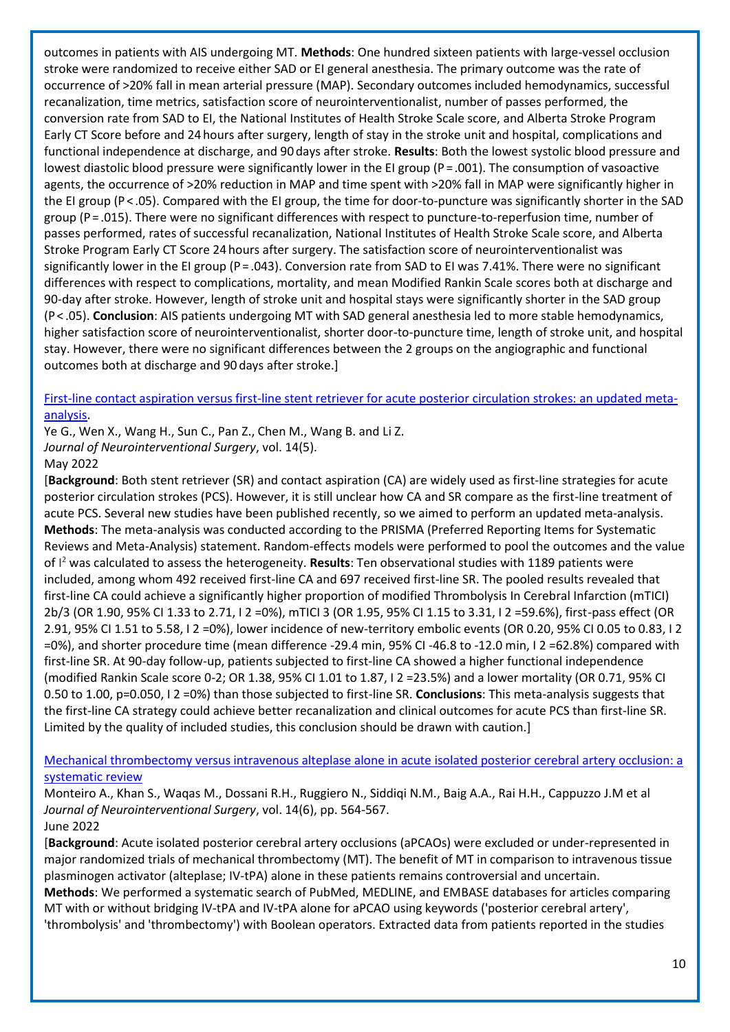outcomes in patients with AIS undergoing MT. **Methods**: One hundred sixteen patients with large-vessel occlusion stroke were randomized to receive either SAD or EI general anesthesia. The primary outcome was the rate of occurrence of >20% fall in mean arterial pressure (MAP). Secondary outcomes included hemodynamics, successful recanalization, time metrics, satisfaction score of neurointerventionalist, number of passes performed, the conversion rate from SAD to EI, the National Institutes of Health Stroke Scale score, and Alberta Stroke Program Early CT Score before and 24 hours after surgery, length of stay in the stroke unit and hospital, complications and functional independence at discharge, and 90 days after stroke. **Results**: Both the lowest systolic blood pressure and lowest diastolic blood pressure were significantly lower in the EI group (P = .001). The consumption of vasoactive agents, the occurrence of >20% reduction in MAP and time spent with >20% fall in MAP were significantly higher in the EI group (P < .05). Compared with the EI group, the time for door-to-puncture was significantly shorter in the SAD group (P = .015). There were no significant differences with respect to puncture-to-reperfusion time, number of passes performed, rates of successful recanalization, National Institutes of Health Stroke Scale score, and Alberta Stroke Program Early CT Score 24 hours after surgery. The satisfaction score of neurointerventionalist was significantly lower in the EI group (P = .043). Conversion rate from SAD to EI was 7.41%. There were no significant differences with respect to complications, mortality, and mean Modified Rankin Scale scores both at discharge and 90-day after stroke. However, length of stroke unit and hospital stays were significantly shorter in the SAD group (P < .05). **Conclusion**: AIS patients undergoing MT with SAD general anesthesia led to more stable hemodynamics, higher satisfaction score of neurointerventionalist, shorter door-to-puncture time, length of stroke unit, and hospital stay. However, there were no significant differences between the 2 groups on the angiographic and functional outcomes both at discharge and 90 days after stroke.]

First-line contact aspiration versus first-line stent retriever for acute posterior circulation strokes: an updated meta-analysis.

Ye G., Wen X., Wang H., Sun C., Pan Z., Chen M., Wang B. and Li Z.
*Journal of Neurointerventional Surgery*, vol. 14(5).
May 2022

[**Background**: Both stent retriever (SR) and contact aspiration (CA) are widely used as first-line strategies for acute posterior circulation strokes (PCS). However, it is still unclear how CA and SR compare as the first-line treatment of acute PCS. Several new studies have been published recently, so we aimed to perform an updated meta-analysis. **Methods**: The meta-analysis was conducted according to the PRISMA (Preferred Reporting Items for Systematic Reviews and Meta-Analysis) statement. Random-effects models were performed to pool the outcomes and the value of $I^2$ was calculated to assess the heterogeneity. **Results**: Ten observational studies with 1189 patients were included, among whom 492 received first-line CA and 697 received first-line SR. The pooled results revealed that first-line CA could achieve a significantly higher proportion of modified Thrombolysis In Cerebral Infarction (mTICI) 2b/3 (OR 1.90, 95% CI 1.33 to 2.71, I 2 =0%), mTICI 3 (OR 1.95, 95% CI 1.15 to 3.31, I 2 =59.6%), first-pass effect (OR 2.91, 95% CI 1.51 to 5.58, I 2 =0%), lower incidence of new-territory embolic events (OR 0.20, 95% CI 0.05 to 0.83, I 2 =0%), and shorter procedure time (mean difference -29.4 min, 95% CI -46.8 to -12.0 min, I 2 =62.8%) compared with first-line SR. At 90-day follow-up, patients subjected to first-line CA showed a higher functional independence (modified Rankin Scale score 0-2; OR 1.38, 95% CI 1.01 to 1.87, I 2 =23.5%) and a lower mortality (OR 0.71, 95% CI 0.50 to 1.00, p=0.050, I 2 =0%) than those subjected to first-line SR. **Conclusions**: This meta-analysis suggests that the first-line CA strategy could achieve better recanalization and clinical outcomes for acute PCS than first-line SR. Limited by the quality of included studies, this conclusion should be drawn with caution.]

Mechanical thrombectomy versus intravenous alteplase alone in acute isolated posterior cerebral artery occlusion: a systematic review

Monteiro A., Khan S., Waqas M., Dossani R.H., Ruggiero N., Siddiqi N.M., Baig A.A., Rai H.H., Cappuzzo J.M et al
*Journal of Neurointerventional Surgery*, vol. 14(6), pp. 564-567.
June 2022

[**Background**: Acute isolated posterior cerebral artery occlusions (aPCAOs) were excluded or under-represented in major randomized trials of mechanical thrombectomy (MT). The benefit of MT in comparison to intravenous tissue plasminogen activator (alteplase; IV-tPA) alone in these patients remains controversial and uncertain.
**Methods**: We performed a systematic search of PubMed, MEDLINE, and EMBASE databases for articles comparing MT with or without bridging IV-tPA and IV-tPA alone for aPCAO using keywords ('posterior cerebral artery', 'thrombolysis' and 'thrombectomy') with Boolean operators. Extracted data from patients reported in the studies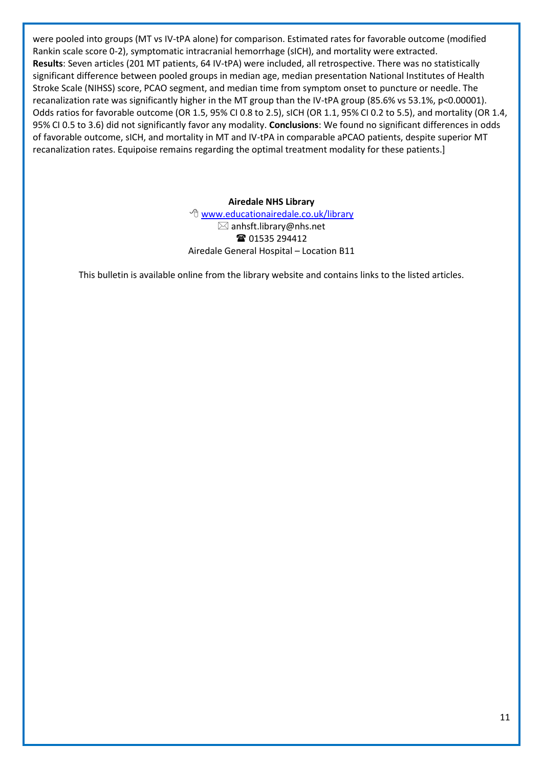were pooled into groups (MT vs IV-tPA alone) for comparison. Estimated rates for favorable outcome (modified Rankin scale score 0-2), symptomatic intracranial hemorrhage (sICH), and mortality were extracted. **Results**: Seven articles (201 MT patients, 64 IV-tPA) were included, all retrospective. There was no statistically significant difference between pooled groups in median age, median presentation National Institutes of Health Stroke Scale (NIHSS) score, PCAO segment, and median time from symptom onset to puncture or needle. The recanalization rate was significantly higher in the MT group than the IV-tPA group (85.6% vs 53.1%, p<0.00001). Odds ratios for favorable outcome (OR 1.5, 95% CI 0.8 to 2.5), sICH (OR 1.1, 95% CI 0.2 to 5.5), and mortality (OR 1.4, 95% CI 0.5 to 3.6) did not significantly favor any modality. **Conclusions**: We found no significant differences in odds of favorable outcome, sICH, and mortality in MT and IV-tPA in comparable aPCAO patients, despite superior MT recanalization rates. Equipoise remains regarding the optimal treatment modality for these patients.]

**Airedale NHS Library**

www.educationairedale.co.uk/library

anhsft.library@nhs.net

01535 294412

Airedale General Hospital – Location B11

This bulletin is available online from the library website and contains links to the listed articles.